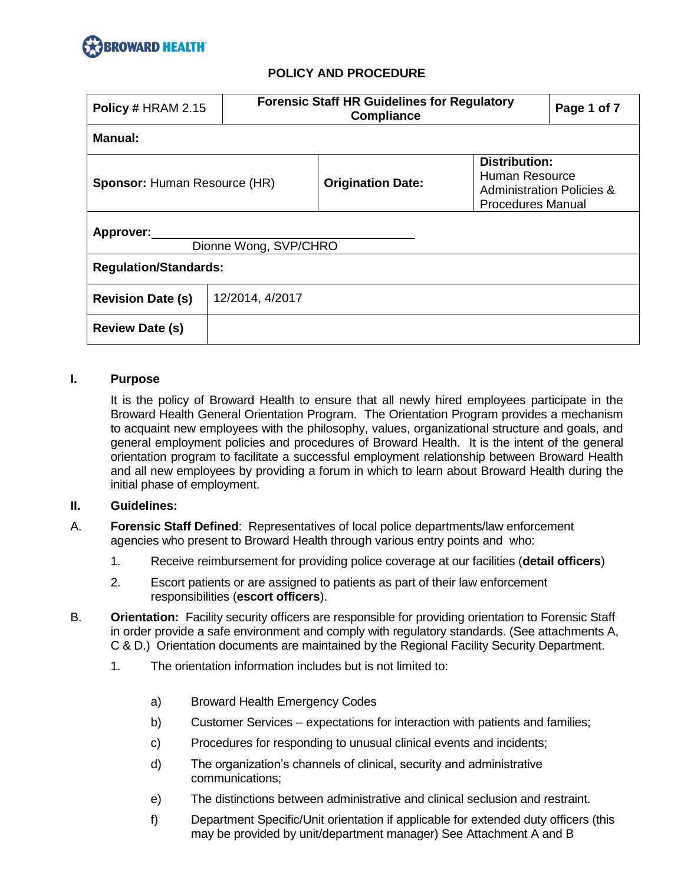BROWARD HEALTH

# POLICY AND PROCEDURE

| **Policy #** HRAM 2.15 | **Forensic Staff HR Guidelines for Regulatory Compliance** | | **Page 1 of 7** |
|---|---|---|---|
| **Manual:** | | | |
| **Sponsor:** Human Resource (HR) | **Origination Date:** | | **Distribution:** Human Resource Administration Policies & Procedures Manual |
| **Approver:** Dionne Wong, SVP/CHRO | | | |
| **Regulation/Standards:** | | | |
| **Revision Date (s)** | 12/2014, 4/2017 | | |
| **Review Date (s)** | | | |

## I. Purpose

It is the policy of Broward Health to ensure that all newly hired employees participate in the Broward Health General Orientation Program. The Orientation Program provides a mechanism to acquaint new employees with the philosophy, values, organizational structure and goals, and general employment policies and procedures of Broward Health. It is the intent of the general orientation program to facilitate a successful employment relationship between Broward Health and all new employees by providing a forum in which to learn about Broward Health during the initial phase of employment.

## II. Guidelines:

A. **Forensic Staff Defined**: Representatives of local police departments/law enforcement agencies who present to Broward Health through various entry points and who:

1. Receive reimbursement for providing police coverage at our facilities (**detail officers**)
2. Escort patients or are assigned to patients as part of their law enforcement responsibilities (**escort officers**).

B. **Orientation:** Facility security officers are responsible for providing orientation to Forensic Staff in order provide a safe environment and comply with regulatory standards. (See attachments A, C & D.) Orientation documents are maintained by the Regional Facility Security Department.

1. The orientation information includes but is not limited to:

   a) Broward Health Emergency Codes
   b) Customer Services – expectations for interaction with patients and families;
   c) Procedures for responding to unusual clinical events and incidents;
   d) The organization's channels of clinical, security and administrative communications;
   e) The distinctions between administrative and clinical seclusion and restraint.
   f) Department Specific/Unit orientation if applicable for extended duty officers (this may be provided by unit/department manager) See Attachment A and B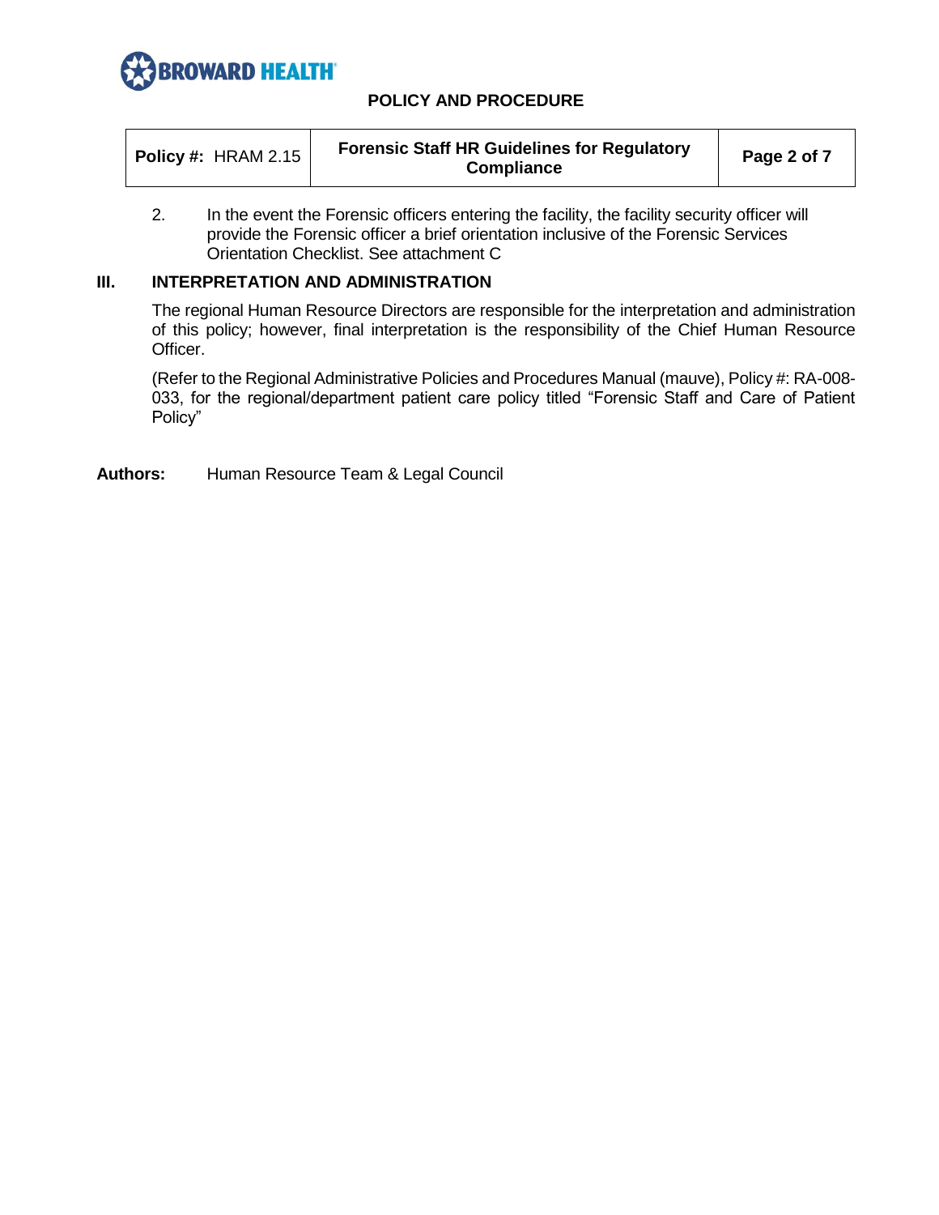2. In the event the Forensic officers entering the facility, the facility security officer will provide the Forensic officer a brief orientation inclusive of the Forensic Services Orientation Checklist. See attachment C

## III. INTERPRETATION AND ADMINISTRATION

The regional Human Resource Directors are responsible for the interpretation and administration of this policy; however, final interpretation is the responsibility of the Chief Human Resource Officer.

(Refer to the Regional Administrative Policies and Procedures Manual (mauve), Policy #: RA-008-033, for the regional/department patient care policy titled "Forensic Staff and Care of Patient Policy"

**Authors:** Human Resource Team & Legal Council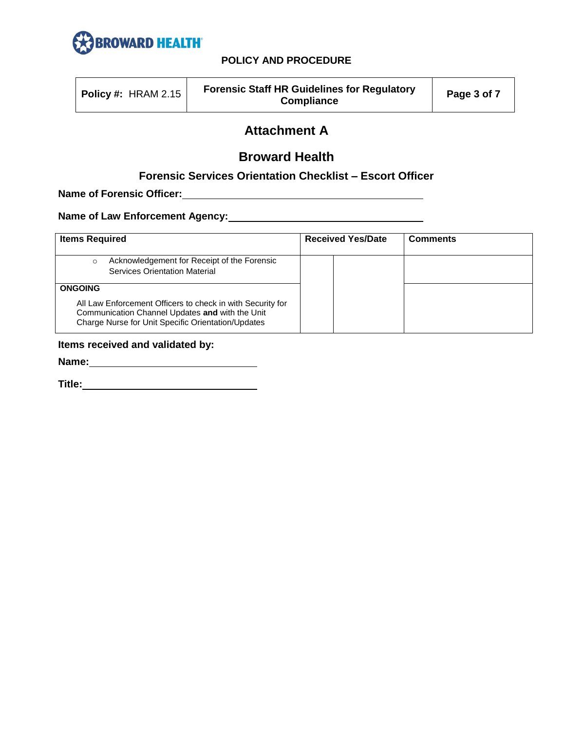# Attachment A

## Broward Health

### Forensic Services Orientation Checklist – Escort Officer

**Name of Forensic Officer:** \_\_\_\_\_\_\_\_\_\_\_\_\_\_\_\_\_\_\_\_\_\_\_\_\_\_\_\_\_\_\_\_\_\_\_\_\_\_\_\_

**Name of Law Enforcement Agency:** \_\_\_\_\_\_\_\_\_\_\_\_\_\_\_\_\_\_\_\_\_\_\_\_\_\_\_\_\_\_\_\_\_\_

| Items Required | Received Yes/Date | | Comments |
|---|---|---|---|
| ○ Acknowledgement for Receipt of the Forensic Services Orientation Material | | | |
| **ONGOING**<br>All Law Enforcement Officers to check in with Security for Communication Channel Updates **and** with the Unit Charge Nurse for Unit Specific Orientation/Updates | | | |

**Items received and validated by:**

**Name:** \_\_\_\_\_\_\_\_\_\_\_\_\_\_\_\_\_\_\_\_\_\_\_\_\_\_\_\_

**Title:** \_\_\_\_\_\_\_\_\_\_\_\_\_\_\_\_\_\_\_\_\_\_\_\_\_\_\_\_\_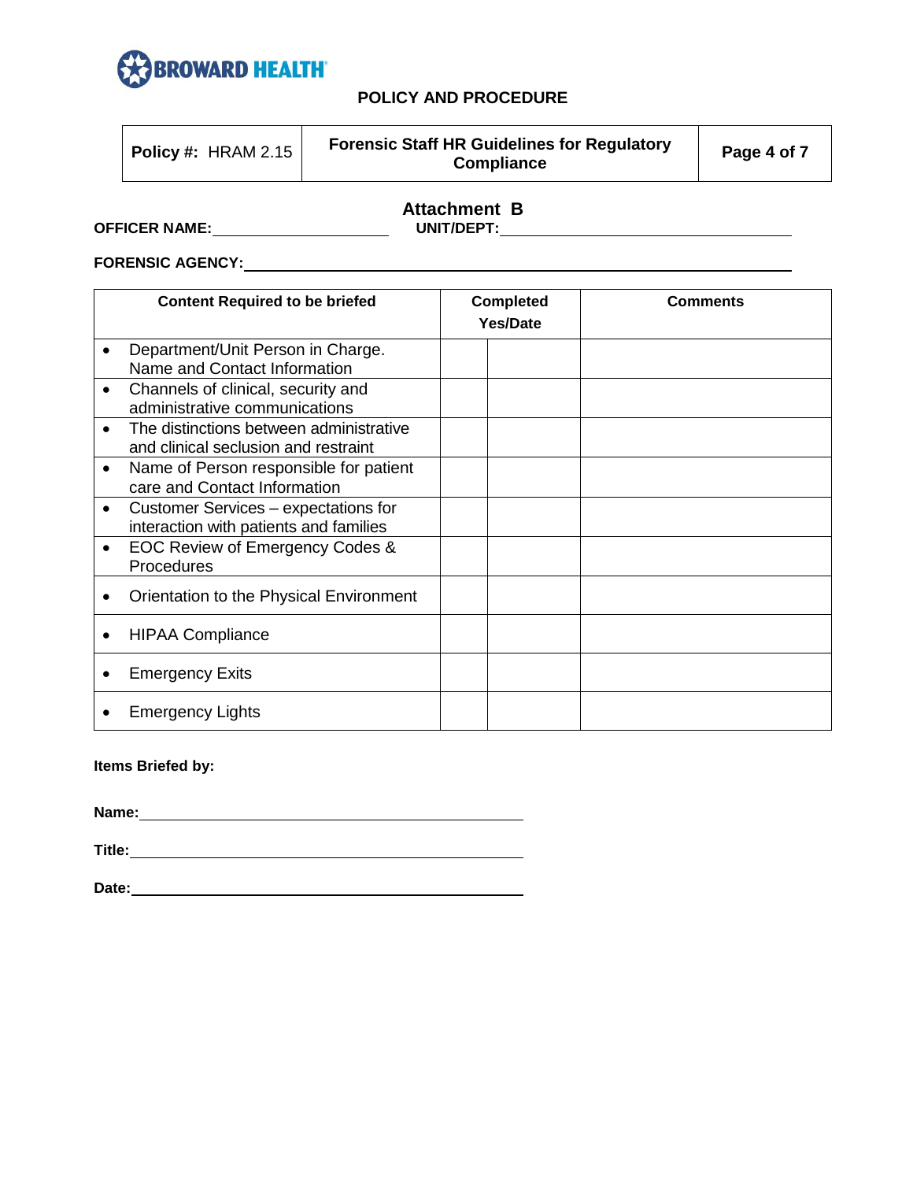## Attachment B

**OFFICER NAME:** ______________________ **UNIT/DEPT:** ______________________________________

**FORENSIC AGENCY:** ________________________________________________________________

| Content Required to be briefed | Completed Yes/Date | | Comments |
|---|---|---|---|
| • Department/Unit Person in Charge. Name and Contact Information | | | |
| • Channels of clinical, security and administrative communications | | | |
| • The distinctions between administrative and clinical seclusion and restraint | | | |
| • Name of Person responsible for patient care and Contact Information | | | |
| • Customer Services – expectations for interaction with patients and families | | | |
| • EOC Review of Emergency Codes & Procedures | | | |
| • Orientation to the Physical Environment | | | |
| • HIPAA Compliance | | | |
| • Emergency Exits | | | |
| • Emergency Lights | | | |

**Items Briefed by:**

**Name:** ____________________________________________

**Title:** ____________________________________________

**Date:** ____________________________________________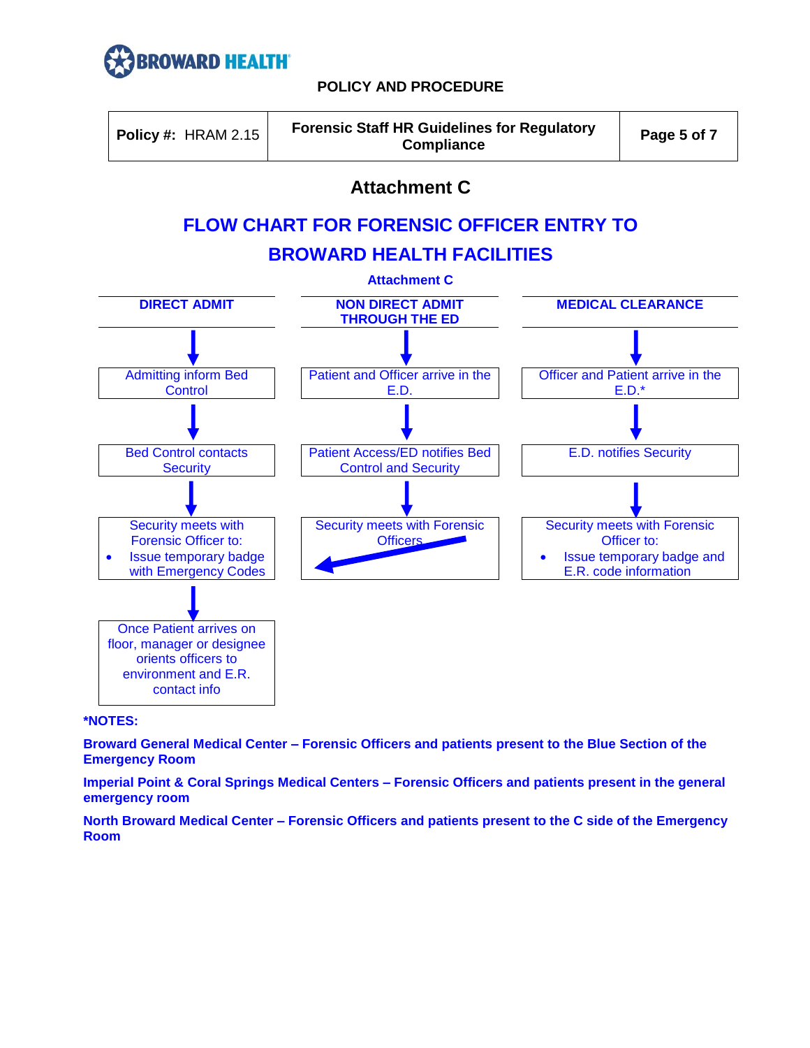**POLICY AND PROCEDURE**

| Policy #: HRAM 2.15 | Forensic Staff HR Guidelines for Regulatory Compliance | Page 5 of 7 |
|---|---|---|

## Attachment C

# FLOW CHART FOR FORENSIC OFFICER ENTRY TO BROWARD HEALTH FACILITIES

**Attachment C**

### DIRECT ADMIT

1. Admitting inform Bed Control
2. Bed Control contacts Security
3. Security meets with Forensic Officer to:
   - Issue temporary badge with Emergency Codes
4. Once Patient arrives on floor, manager or designee orients officers to environment and E.R. contact info

### NON DIRECT ADMIT THROUGH THE ED

1. Patient and Officer arrive in the E.D.
2. Patient Access/ED notifies Bed Control and Security
3. Security meets with Forensic Officers (→ continues to Direct Admit step: Security meets with Forensic Officer to issue temporary badge with Emergency Codes)

### MEDICAL CLEARANCE

1. Officer and Patient arrive in the E.D.*
2. E.D. notifies Security
3. Security meets with Forensic Officer to:
   - Issue temporary badge and E.R. code information

**\*NOTES:**

**Broward General Medical Center – Forensic Officers and patients present to the Blue Section of the Emergency Room**

**Imperial Point & Coral Springs Medical Centers – Forensic Officers and patients present in the general emergency room**

**North Broward Medical Center – Forensic Officers and patients present to the C side of the Emergency Room**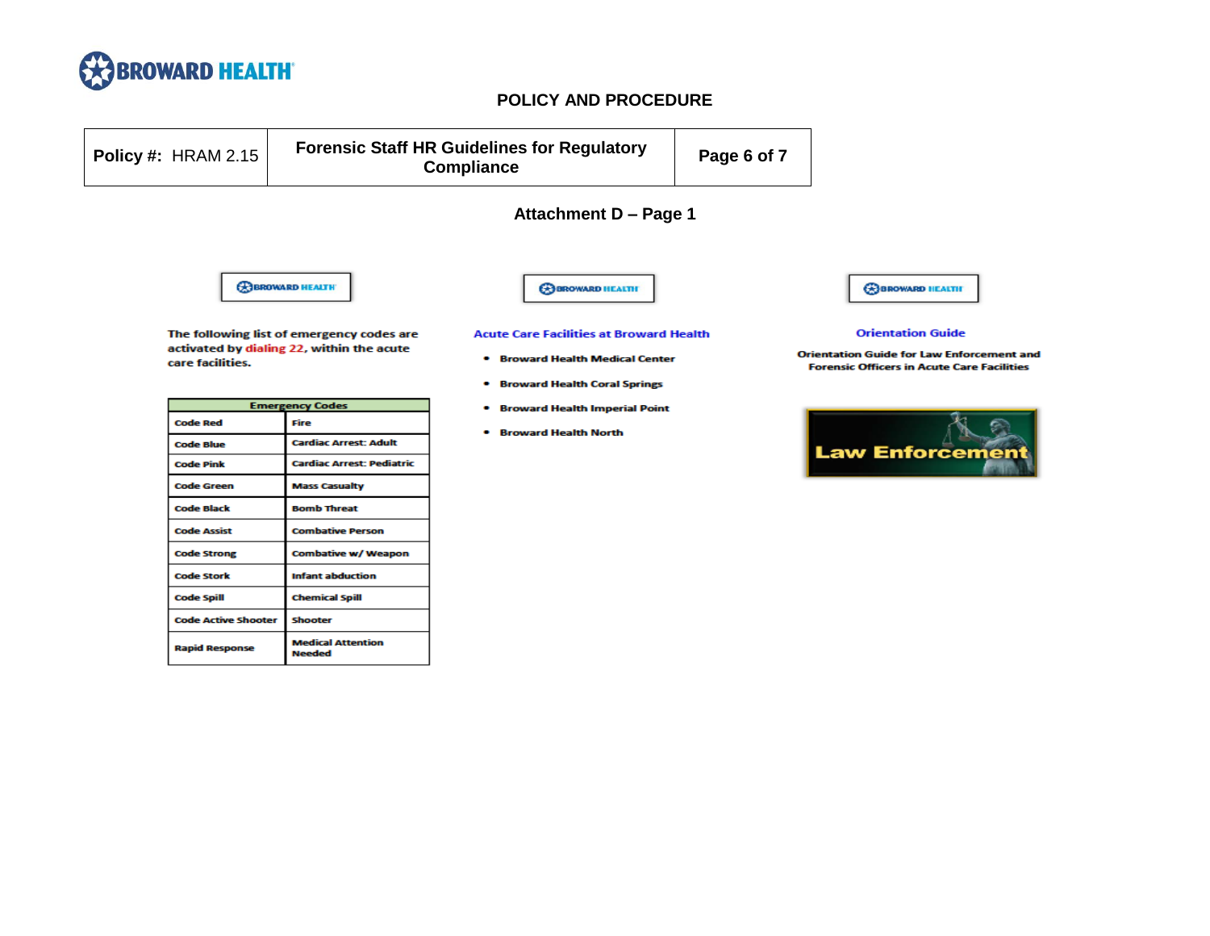**POLICY AND PROCEDURE**

| Policy #: HRAM 2.15 | Forensic Staff HR Guidelines for Regulatory Compliance |
|---|---|

## Attachment D – Page 1

The following list of emergency codes are activated by dialing 22, within the acute care facilities.

| Emergency Codes | |
|---|---|
| Code Red | Fire |
| Code Blue | Cardiac Arrest: Adult |
| Code Pink | Cardiac Arrest: Pediatric |
| Code Green | Mass Casualty |
| Code Black | Bomb Threat |
| Code Assist | Combative Person |
| Code Strong | Combative w/ Weapon |
| Code Stork | Infant abduction |
| Code Spill | Chemical Spill |
| Code Active Shooter | Shooter |
| Rapid Response | Medical Attention Needed |

**Acute Care Facilities at Broward Health**

- Broward Health Medical Center
- Broward Health Coral Springs
- Broward Health Imperial Point
- Broward Health North

**Orientation Guide**

**Orientation Guide for Law Enforcement and Forensic Officers in Acute Care Facilities**

**Law Enforcement**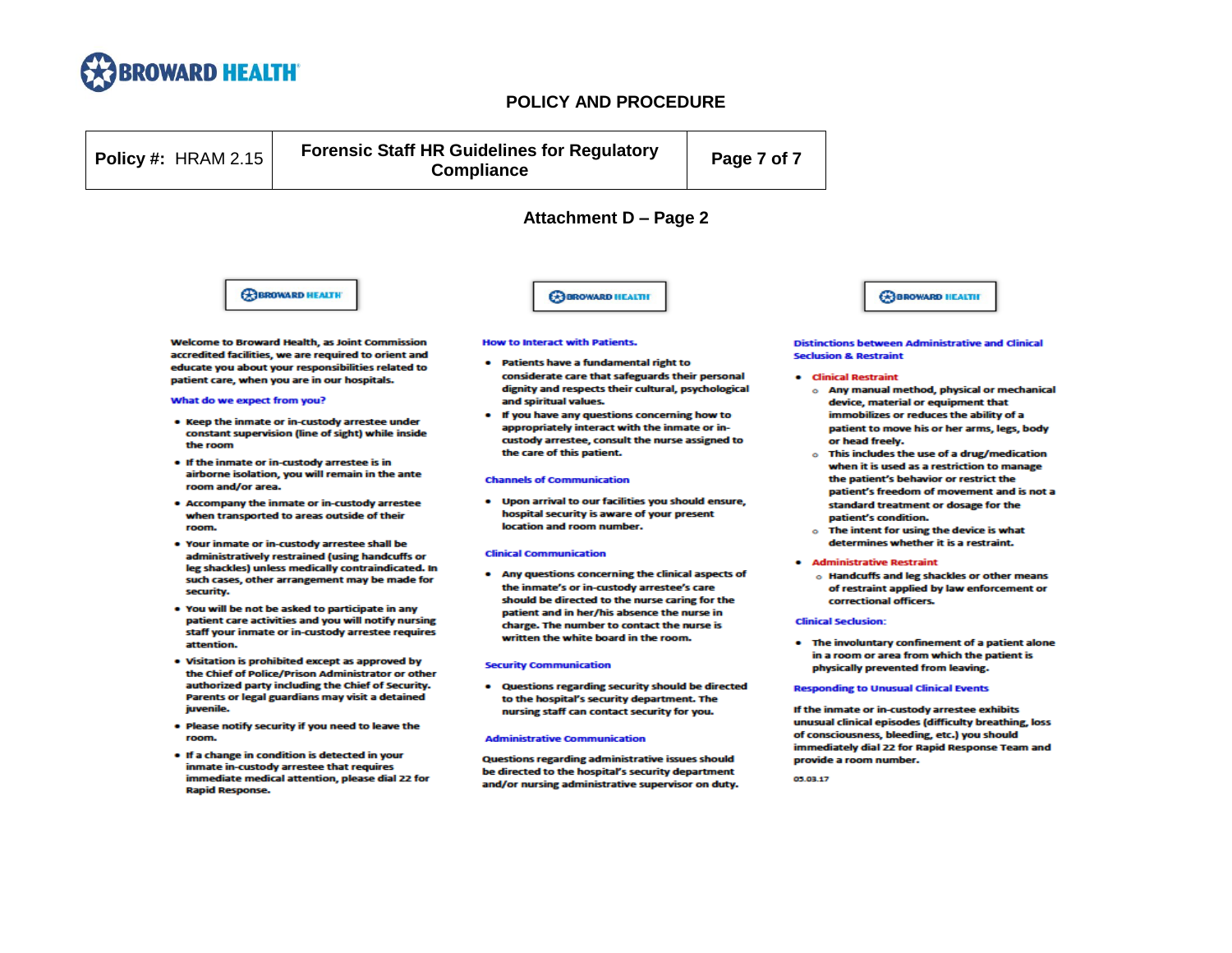## Attachment D – Page 2

BROWARD HEALTH

Welcome to Broward Health, as Joint Commission accredited facilities, we are required to orient and educate you about your responsibilities related to patient care, when you are in our hospitals.

### What do we expect from you?

- Keep the inmate or in-custody arrestee under constant supervision (line of sight) while inside the room
- If the inmate or in-custody arrestee is in airborne isolation, you will remain in the ante room and/or area.
- Accompany the inmate or in-custody arrestee when transported to areas outside of their room.
- Your inmate or in-custody arrestee shall be administratively restrained (using handcuffs or leg shackles) unless medically contraindicated. In such cases, other arrangement may be made for security.
- You will be not be asked to participate in any patient care activities and you will notify nursing staff your inmate or in-custody arrestee requires attention.
- Visitation is prohibited except as approved by the Chief of Police/Prison Administrator or other authorized party including the Chief of Security. Parents or legal guardians may visit a detained juvenile.
- Please notify security if you need to leave the room.
- If a change in condition is detected in your inmate in-custody arrestee that requires immediate medical attention, please dial 22 for Rapid Response.

BROWARD HEALTH

### How to Interact with Patients.

- Patients have a fundamental right to considerate care that safeguards their personal dignity and respects their cultural, psychological and spiritual values.
- If you have any questions concerning how to appropriately interact with the inmate or in-custody arrestee, consult the nurse assigned to the care of this patient.

### Channels of Communication

- Upon arrival to our facilities you should ensure, hospital security is aware of your present location and room number.

### Clinical Communication

- Any questions concerning the clinical aspects of the inmate's or in-custody arrestee's care should be directed to the nurse caring for the patient and in her/his absence the nurse in charge. The number to contact the nurse is written the white board in the room.

### Security Communication

- Questions regarding security should be directed to the hospital's security department. The nursing staff can contact security for you.

### Administrative Communication

Questions regarding administrative issues should be directed to the hospital's security department and/or nursing administrative supervisor on duty.

BROWARD HEALTH

### Distinctions between Administrative and Clinical Seclusion & Restraint

- **Clinical Restraint**
  - Any manual method, physical or mechanical device, material or equipment that immobilizes or reduces the ability of a patient to move his or her arms, legs, body or head freely.
  - This includes the use of a drug/medication when it is used as a restriction to manage the patient's behavior or restrict the patient's freedom of movement and is not a standard treatment or dosage for the patient's condition.
  - The intent for using the device is what determines whether it is a restraint.
- **Administrative Restraint**
  - Handcuffs and leg shackles or other means of restraint applied by law enforcement or correctional officers.

### Clinical Seclusion:

- The involuntary confinement of a patient alone in a room or area from which the patient is physically prevented from leaving.

### Responding to Unusual Clinical Events

If the inmate or in-custody arrestee exhibits unusual clinical episodes (difficulty breathing, loss of consciousness, bleeding, etc.) you should immediately dial 22 for Rapid Response Team and provide a room number.

05.03.17